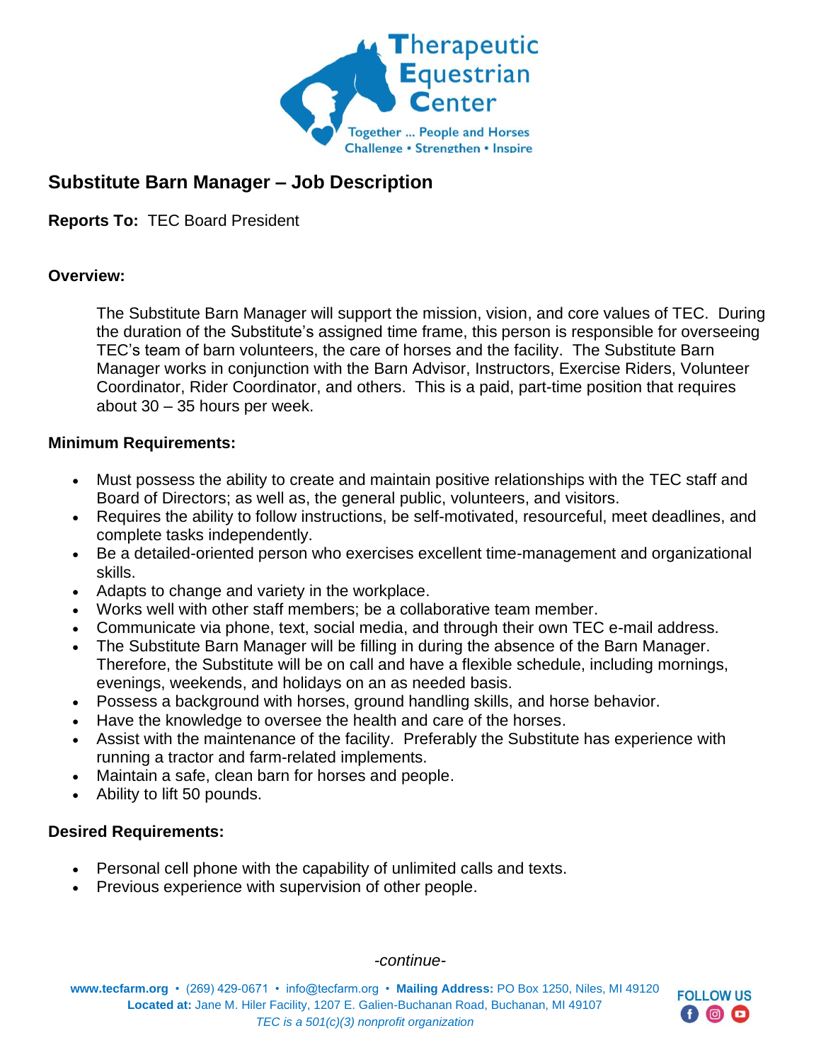Therapeutic Equestrian Center

Together ... People and Horses
Challenge • Strengthen • Inspire

## Substitute Barn Manager – Job Description

**Reports To:** TEC Board President

### Overview:

The Substitute Barn Manager will support the mission, vision, and core values of TEC. During the duration of the Substitute's assigned time frame, this person is responsible for overseeing TEC's team of barn volunteers, the care of horses and the facility. The Substitute Barn Manager works in conjunction with the Barn Advisor, Instructors, Exercise Riders, Volunteer Coordinator, Rider Coordinator, and others. This is a paid, part-time position that requires about 30 – 35 hours per week.

### Minimum Requirements:

- Must possess the ability to create and maintain positive relationships with the TEC staff and Board of Directors; as well as, the general public, volunteers, and visitors.
- Requires the ability to follow instructions, be self-motivated, resourceful, meet deadlines, and complete tasks independently.
- Be a detailed-oriented person who exercises excellent time-management and organizational skills.
- Adapts to change and variety in the workplace.
- Works well with other staff members; be a collaborative team member.
- Communicate via phone, text, social media, and through their own TEC e-mail address.
- The Substitute Barn Manager will be filling in during the absence of the Barn Manager. Therefore, the Substitute will be on call and have a flexible schedule, including mornings, evenings, weekends, and holidays on an as needed basis.
- Possess a background with horses, ground handling skills, and horse behavior.
- Have the knowledge to oversee the health and care of the horses.
- Assist with the maintenance of the facility. Preferably the Substitute has experience with running a tractor and farm-related implements.
- Maintain a safe, clean barn for horses and people.
- Ability to lift 50 pounds.

### Desired Requirements:

- Personal cell phone with the capability of unlimited calls and texts.
- Previous experience with supervision of other people.

*-continue-*

**www.tecfarm.org** • (269) 429-0671 • info@tecfarm.org • **Mailing Address:** PO Box 1250, Niles, MI 49120
**Located at:** Jane M. Hiler Facility, 1207 E. Galien-Buchanan Road, Buchanan, MI 49107
*TEC is a 501(c)(3) nonprofit organization*

**FOLLOW US**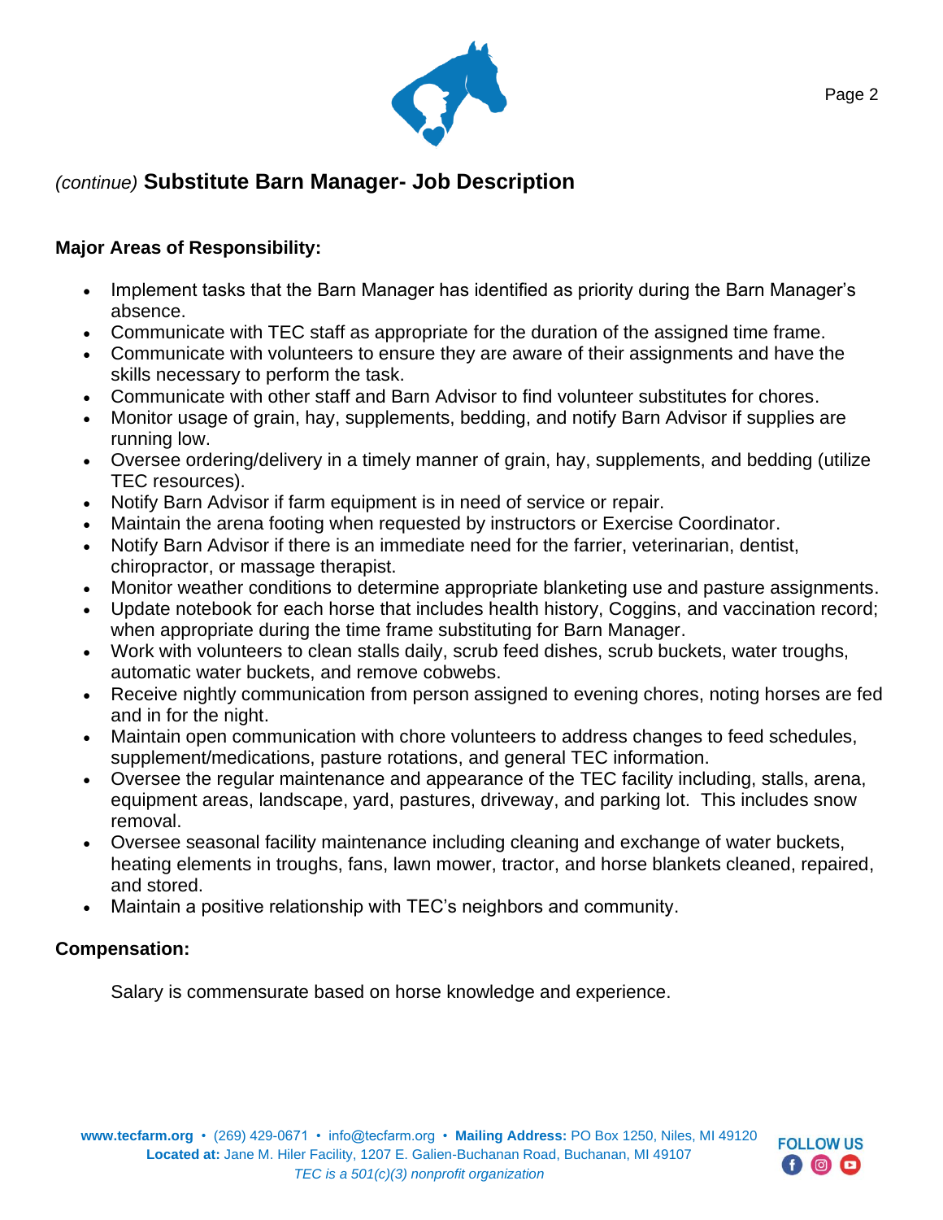*(continue)* **Substitute Barn Manager- Job Description**

**Major Areas of Responsibility:**

- Implement tasks that the Barn Manager has identified as priority during the Barn Manager's absence.
- Communicate with TEC staff as appropriate for the duration of the assigned time frame.
- Communicate with volunteers to ensure they are aware of their assignments and have the skills necessary to perform the task.
- Communicate with other staff and Barn Advisor to find volunteer substitutes for chores.
- Monitor usage of grain, hay, supplements, bedding, and notify Barn Advisor if supplies are running low.
- Oversee ordering/delivery in a timely manner of grain, hay, supplements, and bedding (utilize TEC resources).
- Notify Barn Advisor if farm equipment is in need of service or repair.
- Maintain the arena footing when requested by instructors or Exercise Coordinator.
- Notify Barn Advisor if there is an immediate need for the farrier, veterinarian, dentist, chiropractor, or massage therapist.
- Monitor weather conditions to determine appropriate blanketing use and pasture assignments.
- Update notebook for each horse that includes health history, Coggins, and vaccination record; when appropriate during the time frame substituting for Barn Manager.
- Work with volunteers to clean stalls daily, scrub feed dishes, scrub buckets, water troughs, automatic water buckets, and remove cobwebs.
- Receive nightly communication from person assigned to evening chores, noting horses are fed and in for the night.
- Maintain open communication with chore volunteers to address changes to feed schedules, supplement/medications, pasture rotations, and general TEC information.
- Oversee the regular maintenance and appearance of the TEC facility including, stalls, arena, equipment areas, landscape, yard, pastures, driveway, and parking lot. This includes snow removal.
- Oversee seasonal facility maintenance including cleaning and exchange of water buckets, heating elements in troughs, fans, lawn mower, tractor, and horse blankets cleaned, repaired, and stored.
- Maintain a positive relationship with TEC's neighbors and community.

**Compensation:**

Salary is commensurate based on horse knowledge and experience.

**www.tecfarm.org** • (269) 429-0671 • info@tecfarm.org • **Mailing Address:** PO Box 1250, Niles, MI 49120
**Located at:** Jane M. Hiler Facility, 1207 E. Galien-Buchanan Road, Buchanan, MI 49107
*TEC is a 501(c)(3) nonprofit organization*

**FOLLOW US**